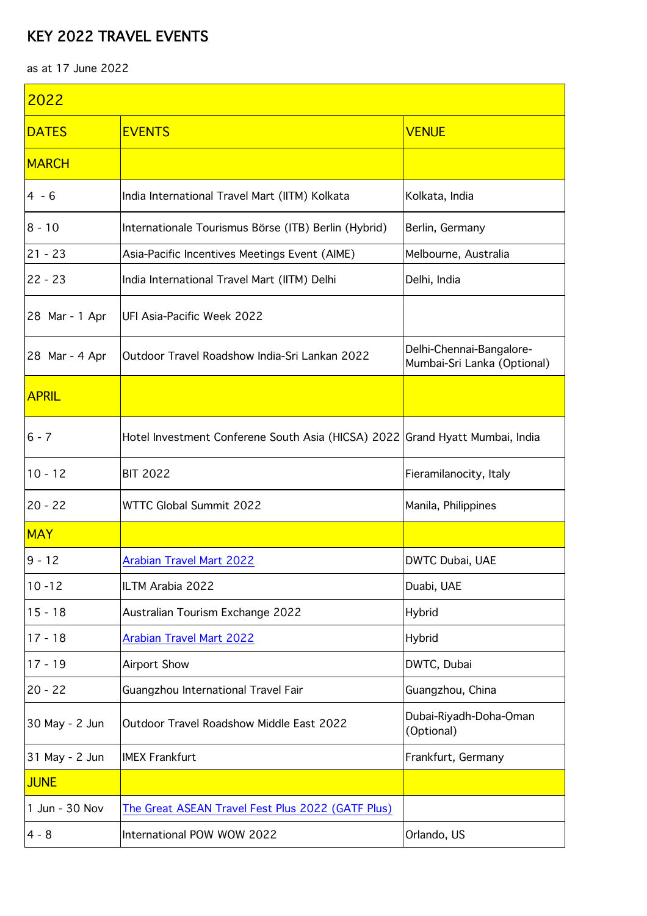# KEY 2022 TRAVEL EVENTS

as at 17 June 2022

| 2022 | | |
|---|---|---|
| DATES | EVENTS | VENUE |
| MARCH | | |
| 4 - 6 | India International Travel Mart (IITM) Kolkata | Kolkata, India |
| 8 - 10 | Internationale Tourismus Börse (ITB) Berlin (Hybrid) | Berlin, Germany |
| 21 - 23 | Asia-Pacific Incentives Meetings Event (AIME) | Melbourne, Australia |
| 22 - 23 | India International Travel Mart (IITM) Delhi | Delhi, India |
| 28 Mar - 1 Apr | UFI Asia-Pacific Week 2022 | |
| 28 Mar - 4 Apr | Outdoor Travel Roadshow India-Sri Lankan 2022 | Delhi-Chennai-Bangalore-Mumbai-Sri Lanka (Optional) |
| APRIL | | |
| 6 - 7 | Hotel Investment Conferene South Asia (HICSA) 2022 | Grand Hyatt Mumbai, India |
| 10 - 12 | BIT 2022 | Fieramilanocity, Italy |
| 20 - 22 | WTTC Global Summit 2022 | Manila, Philippines |
| MAY | | |
| 9 - 12 | Arabian Travel Mart 2022 | DWTC Dubai, UAE |
| 10 -12 | ILTM Arabia 2022 | Duabi, UAE |
| 15 - 18 | Australian Tourism Exchange 2022 | Hybrid |
| 17 - 18 | Arabian Travel Mart 2022 | Hybrid |
| 17 - 19 | Airport Show | DWTC, Dubai |
| 20 - 22 | Guangzhou International Travel Fair | Guangzhou, China |
| 30 May - 2 Jun | Outdoor Travel Roadshow Middle East 2022 | Dubai-Riyadh-Doha-Oman (Optional) |
| 31 May - 2 Jun | IMEX Frankfurt | Frankfurt, Germany |
| JUNE | | |
| 1 Jun - 30 Nov | The Great ASEAN Travel Fest Plus 2022 (GATF Plus) | |
| 4 - 8 | International POW WOW 2022 | Orlando, US |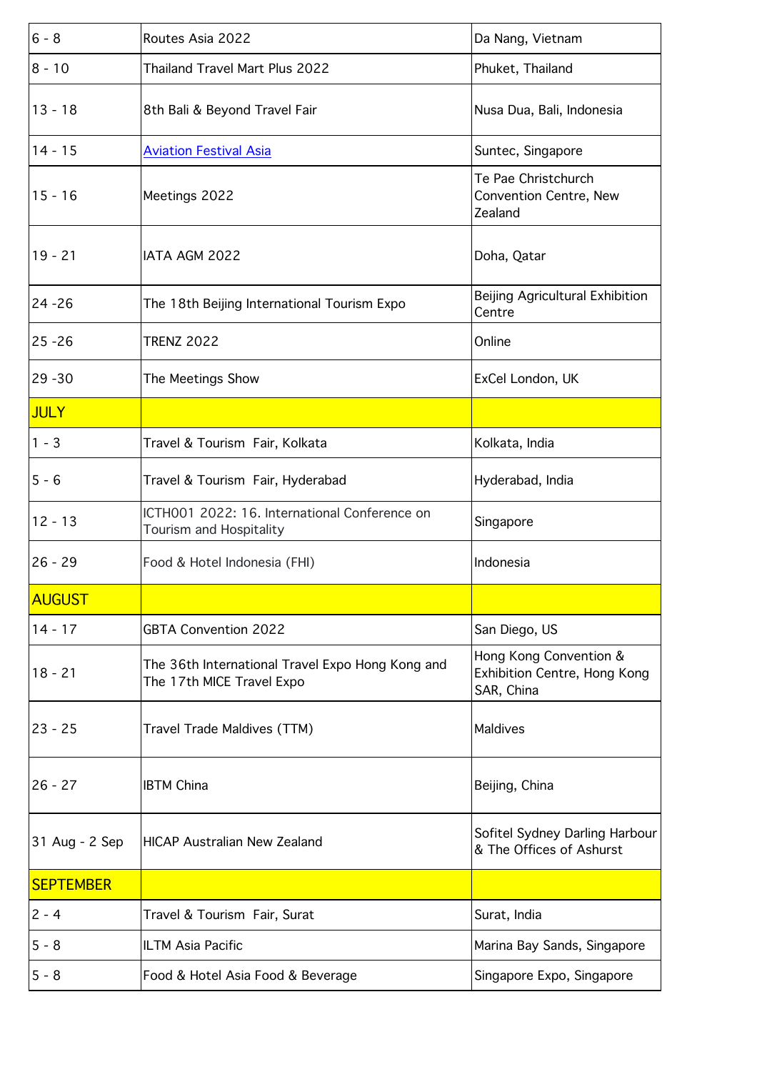| 6 - 8 | Routes Asia 2022 | Da Nang, Vietnam |
|---|---|---|
| 8 - 10 | Thailand Travel Mart Plus 2022 | Phuket, Thailand |
| 13 - 18 | 8th Bali & Beyond Travel Fair | Nusa Dua, Bali, Indonesia |
| 14 - 15 | Aviation Festival Asia | Suntec, Singapore |
| 15 - 16 | Meetings 2022 | Te Pae Christchurch Convention Centre, New Zealand |
| 19 - 21 | IATA AGM 2022 | Doha, Qatar |
| 24 -26 | The 18th Beijing International Tourism Expo | Beijing Agricultural Exhibition Centre |
| 25 -26 | TRENZ 2022 | Online |
| 29 -30 | The Meetings Show | ExCel London, UK |
| JULY | | |
| 1 - 3 | Travel & Tourism Fair, Kolkata | Kolkata, India |
| 5 - 6 | Travel & Tourism Fair, Hyderabad | Hyderabad, India |
| 12 - 13 | ICTH001 2022: 16. International Conference on Tourism and Hospitality | Singapore |
| 26 - 29 | Food & Hotel Indonesia (FHI) | Indonesia |
| AUGUST | | |
| 14 - 17 | GBTA Convention 2022 | San Diego, US |
| 18 - 21 | The 36th International Travel Expo Hong Kong and The 17th MICE Travel Expo | Hong Kong Convention & Exhibition Centre, Hong Kong SAR, China |
| 23 - 25 | Travel Trade Maldives (TTM) | Maldives |
| 26 - 27 | IBTM China | Beijing, China |
| 31 Aug - 2 Sep | HICAP Australian New Zealand | Sofitel Sydney Darling Harbour & The Offices of Ashurst |
| SEPTEMBER | | |
| 2 - 4 | Travel & Tourism Fair, Surat | Surat, India |
| 5 - 8 | ILTM Asia Pacific | Marina Bay Sands, Singapore |
| 5 - 8 | Food & Hotel Asia Food & Beverage | Singapore Expo, Singapore |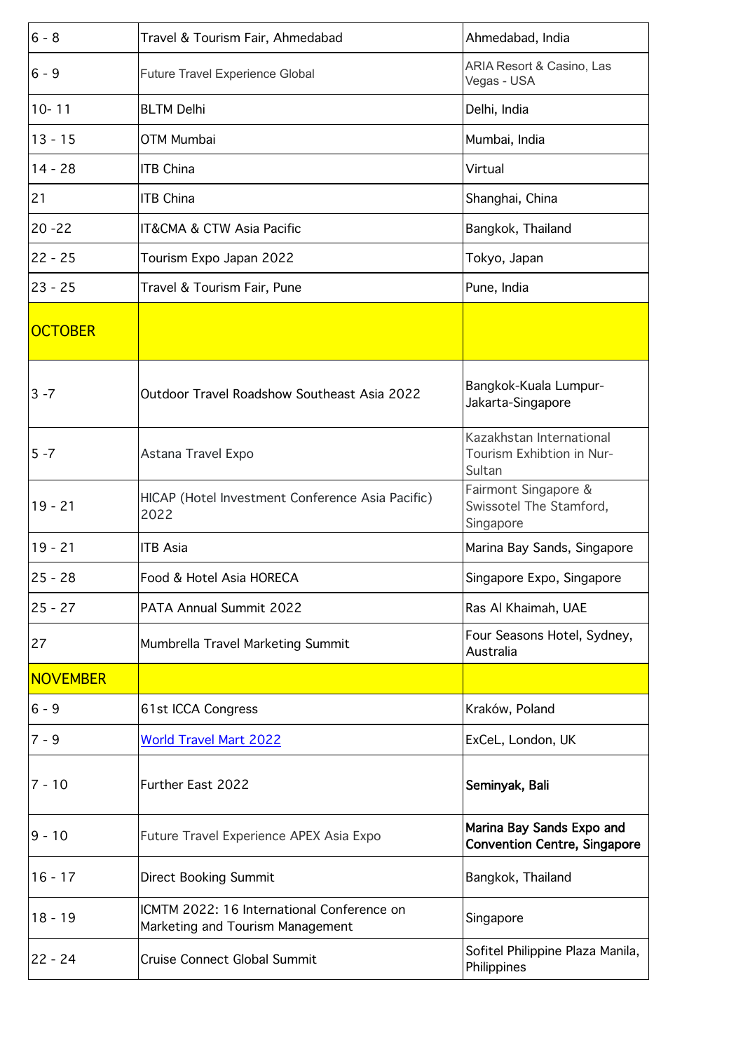| | | |
|---|---|---|
| 6 - 8 | Travel & Tourism Fair, Ahmedabad | Ahmedabad, India |
| 6 - 9 | Future Travel Experience Global | ARIA Resort & Casino, Las Vegas - USA |
| 10- 11 | BLTM Delhi | Delhi, India |
| 13 - 15 | OTM Mumbai | Mumbai, India |
| 14 - 28 | ITB China | Virtual |
| 21 | ITB China | Shanghai, China |
| 20 -22 | IT&CMA & CTW Asia Pacific | Bangkok, Thailand |
| 22 - 25 | Tourism Expo Japan 2022 | Tokyo, Japan |
| 23 - 25 | Travel & Tourism Fair, Pune | Pune, India |
| OCTOBER | | |
| 3 -7 | Outdoor Travel Roadshow Southeast Asia 2022 | Bangkok-Kuala Lumpur-Jakarta-Singapore |
| 5 -7 | Astana Travel Expo | Kazakhstan International Tourism Exhibtion in Nur-Sultan |
| 19 - 21 | HICAP (Hotel Investment Conference Asia Pacific) 2022 | Fairmont Singapore & Swissotel The Stamford, Singapore |
| 19 - 21 | ITB Asia | Marina Bay Sands, Singapore |
| 25 - 28 | Food & Hotel Asia HORECA | Singapore Expo, Singapore |
| 25 - 27 | PATA Annual Summit 2022 | Ras Al Khaimah, UAE |
| 27 | Mumbrella Travel Marketing Summit | Four Seasons Hotel, Sydney, Australia |
| NOVEMBER | | |
| 6 - 9 | 61st ICCA Congress | Kraków, Poland |
| 7 - 9 | World Travel Mart 2022 | ExCeL, London, UK |
| 7 - 10 | Further East 2022 | **Seminyak, Bali** |
| 9 - 10 | Future Travel Experience APEX Asia Expo | **Marina Bay Sands Expo and Convention Centre, Singapore** |
| 16 - 17 | Direct Booking Summit | Bangkok, Thailand |
| 18 - 19 | ICMTM 2022: 16 International Conference on Marketing and Tourism Management | Singapore |
| 22 - 24 | Cruise Connect Global Summit | Sofitel Philippine Plaza Manila, Philippines |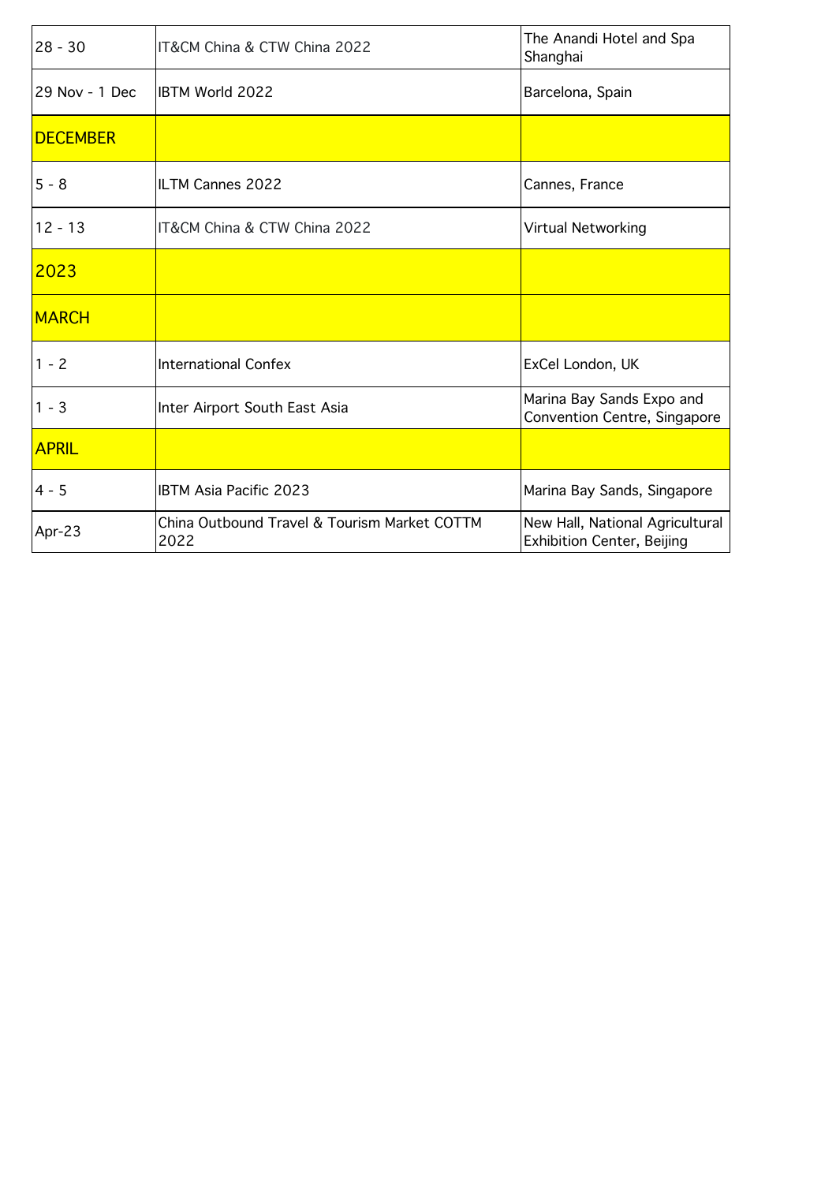| | | |
|---|---|---|
| 28 - 30 | IT&CM China & CTW China 2022 | The Anandi Hotel and Spa Shanghai |
| 29 Nov - 1 Dec | IBTM World 2022 | Barcelona, Spain |
| DECEMBER | | |
| 5 - 8 | ILTM Cannes 2022 | Cannes, France |
| 12 - 13 | IT&CM China & CTW China 2022 | Virtual Networking |
| 2023 | | |
| MARCH | | |
| 1 - 2 | International Confex | ExCel London, UK |
| 1 - 3 | Inter Airport South East Asia | Marina Bay Sands Expo and Convention Centre, Singapore |
| APRIL | | |
| 4 - 5 | IBTM Asia Pacific 2023 | Marina Bay Sands, Singapore |
| Apr-23 | China Outbound Travel & Tourism Market COTTM 2022 | New Hall, National Agricultural Exhibition Center, Beijing |